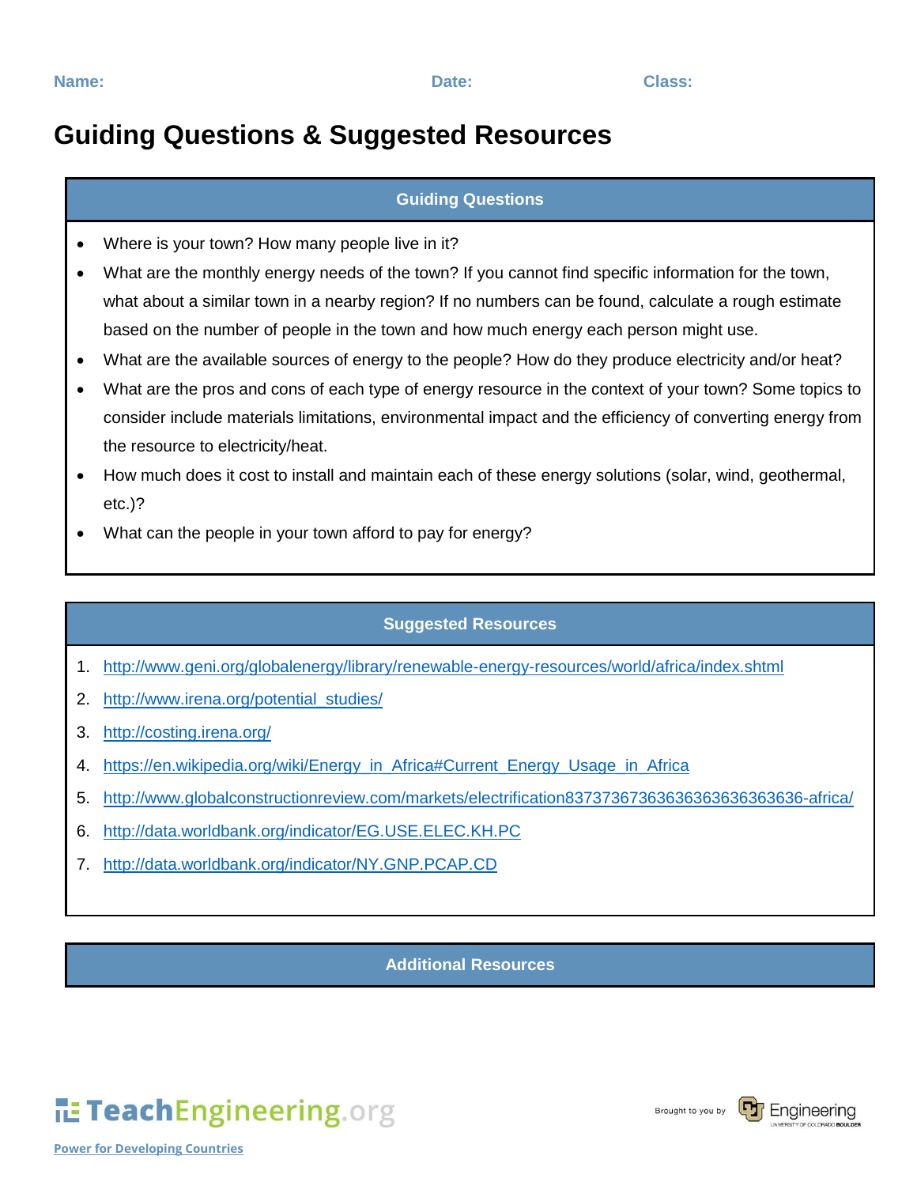**Name:** **Date:** **Class:**

# Guiding Questions & Suggested Resources

## Guiding Questions

- Where is your town? How many people live in it?
- What are the monthly energy needs of the town? If you cannot find specific information for the town, what about a similar town in a nearby region? If no numbers can be found, calculate a rough estimate based on the number of people in the town and how much energy each person might use.
- What are the available sources of energy to the people? How do they produce electricity and/or heat?
- What are the pros and cons of each type of energy resource in the context of your town? Some topics to consider include materials limitations, environmental impact and the efficiency of converting energy from the resource to electricity/heat.
- How much does it cost to install and maintain each of these energy solutions (solar, wind, geothermal, etc.)?
- What can the people in your town afford to pay for energy?

## Suggested Resources

1. http://www.geni.org/globalenergy/library/renewable-energy-resources/world/africa/index.shtml
2. http://www.irena.org/potential_studies/
3. http://costing.irena.org/
4. https://en.wikipedia.org/wiki/Energy_in_Africa#Current_Energy_Usage_in_Africa
5. http://www.globalconstructionreview.com/markets/electrification8373736736363636363636363636-africa/
6. http://data.worldbank.org/indicator/EG.USE.ELEC.KH.PC
7. http://data.worldbank.org/indicator/NY.GNP.PCAP.CD

## Additional Resources

TeachEngineering.org

Power for Developing Countries

Brought to you by Engineering UNIVERSITY OF COLORADO BOULDER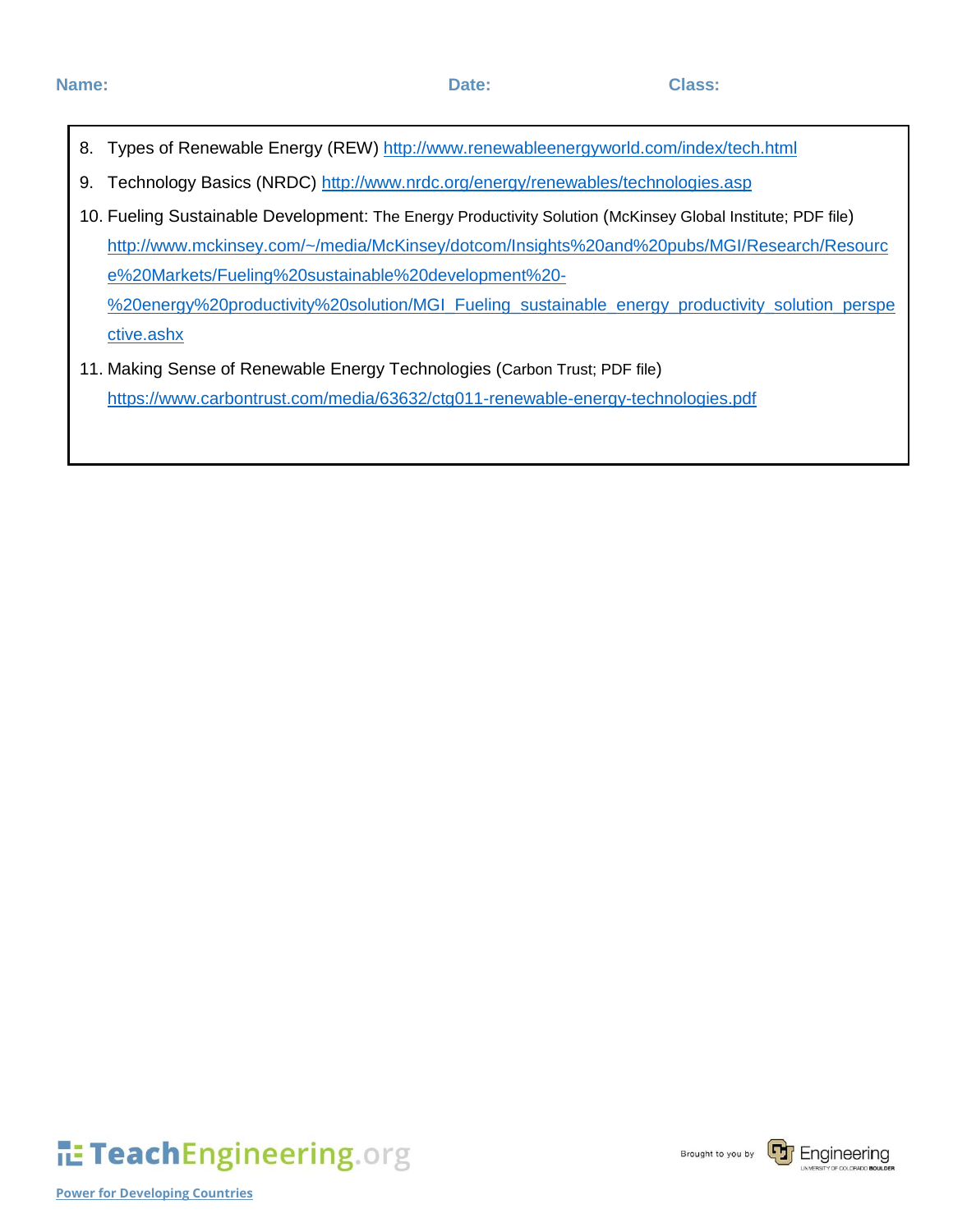Name: Date: Class:

8. Types of Renewable Energy (REW) http://www.renewableenergyworld.com/index/tech.html
9. Technology Basics (NRDC) http://www.nrdc.org/energy/renewables/technologies.asp
10. Fueling Sustainable Development: The Energy Productivity Solution (McKinsey Global Institute; PDF file) http://www.mckinsey.com/~/media/McKinsey/dotcom/Insights%20and%20pubs/MGI/Research/Resource%20Markets/Fueling%20sustainable%20development%20-%20energy%20productivity%20solution/MGI_Fueling_sustainable_energy_productivity_solution_perspective.ashx
11. Making Sense of Renewable Energy Technologies (Carbon Trust; PDF file) https://www.carbontrust.com/media/63632/ctg011-renewable-energy-technologies.pdf

Power for Developing Countries